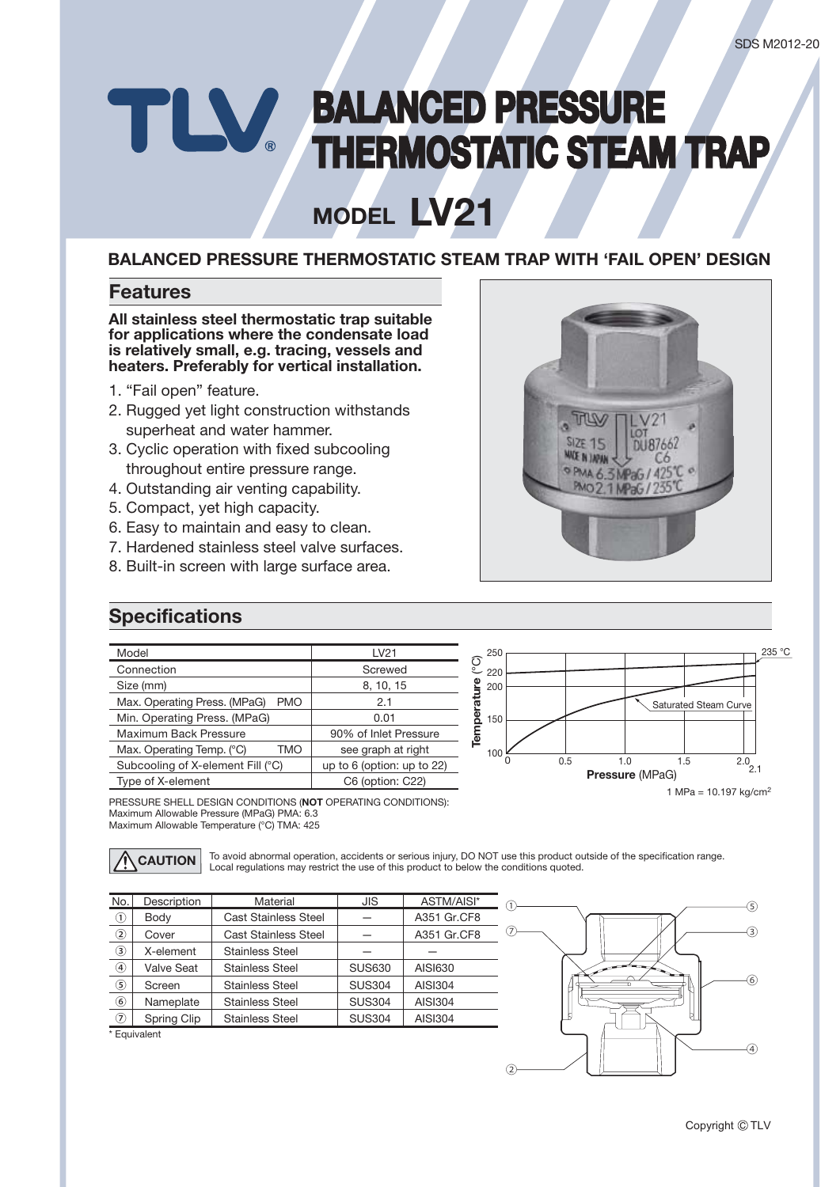SDS M2012-20

# TLV BALANCED PRESSURE THERMOSTATIC STEAM TRAP

## MODEL LV21

### BALANCED PRESSURE THERMOSTATIC STEAM TRAP WITH 'FAIL OPEN' DESIGN

## Features

**All stainless steel thermostatic trap suitable for applications where the condensate load is relatively small, e.g. tracing, vessels and heaters. Preferably for vertical installation.**

1. "Fail open" feature.
2. Rugged yet light construction withstands superheat and water hammer.
3. Cyclic operation with fixed subcooling throughout entire pressure range.
4. Outstanding air venting capability.
5. Compact, yet high capacity.
6. Easy to maintain and easy to clean.
7. Hardened stainless steel valve surfaces.
8. Built-in screen with large surface area.

## Specifications

| Model | LV21 |
|---|---|
| Connection | Screwed |
| Size (mm) | 8, 10, 15 |
| Max. Operating Press. (MPaG) PMO | 2.1 |
| Min. Operating Press. (MPaG) | 0.01 |
| Maximum Back Pressure | 90% of Inlet Pressure |
| Max. Operating Temp. (°C) TMO | see graph at right |
| Subcooling of X-element Fill (°C) | up to 6 (option: up to 22) |
| Type of X-element | C6 (option: C22) |

Temperature (°C) vs. Pressure (MPaG): Saturated Steam Curve; 235 °C; 220; 2.1

1 MPa = 10.197 kg/cm²

PRESSURE SHELL DESIGN CONDITIONS (**NOT** OPERATING CONDITIONS):
Maximum Allowable Pressure (MPaG) PMA: 6.3
Maximum Allowable Temperature (°C) TMA: 425

**CAUTION** To avoid abnormal operation, accidents or serious injury, DO NOT use this product outside of the specification range. Local regulations may restrict the use of this product to below the conditions quoted.

| No. | Description | Material | JIS | ASTM/AISI* |
|---|---|---|---|---|
| ① | Body | Cast Stainless Steel | — | A351 Gr.CF8 |
| ② | Cover | Cast Stainless Steel | — | A351 Gr.CF8 |
| ③ | X-element | Stainless Steel | — | — |
| ④ | Valve Seat | Stainless Steel | SUS630 | AISI630 |
| ⑤ | Screen | Stainless Steel | SUS304 | AISI304 |
| ⑥ | Nameplate | Stainless Steel | SUS304 | AISI304 |
| ⑦ | Spring Clip | Stainless Steel | SUS304 | AISI304 |

\* Equivalent

Copyright © TLV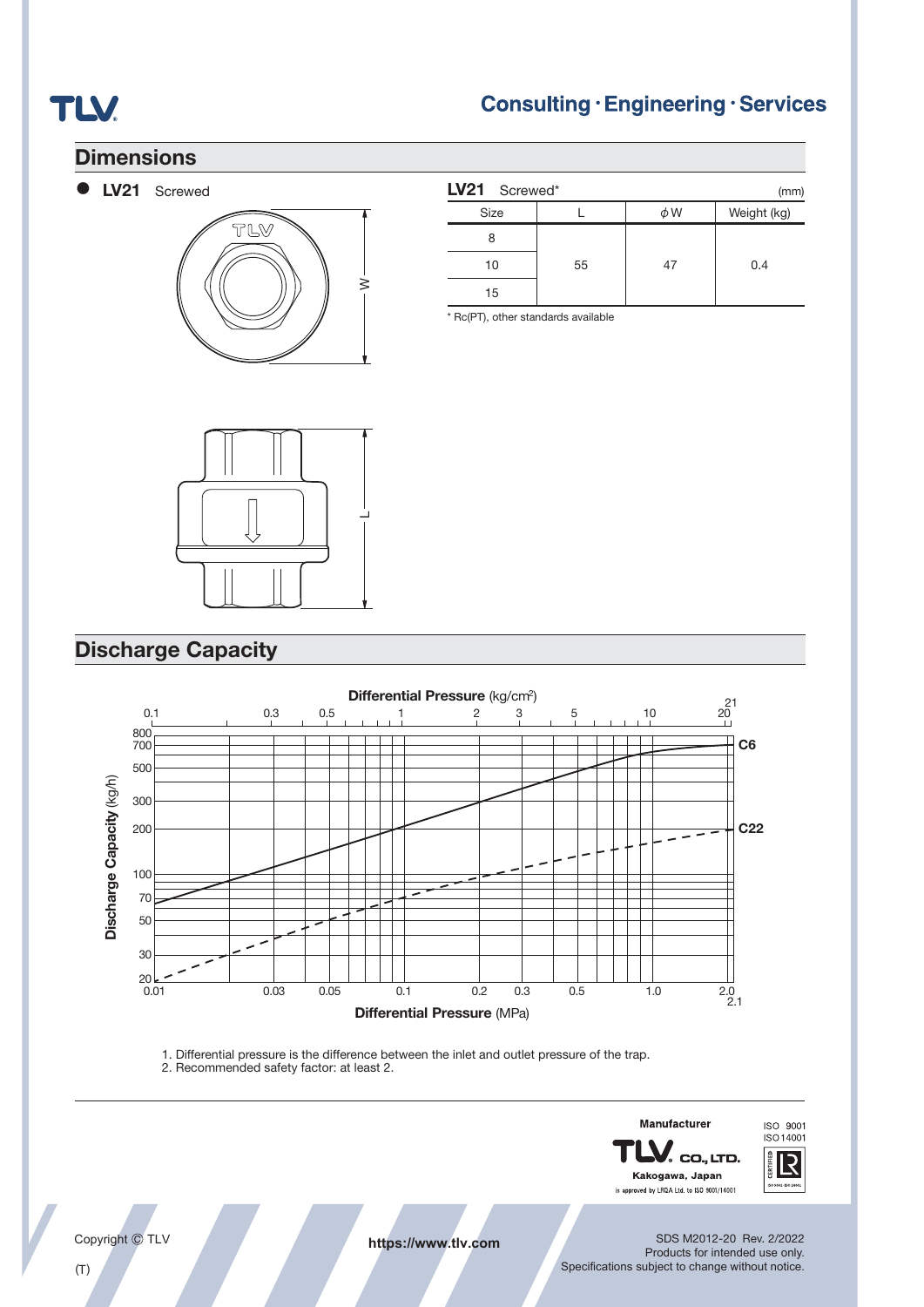## Dimensions

- **LV21** Screwed

W

L

**LV21** Screwed* (mm)

| Size | L | ϕW | Weight (kg) |
|---|---|---|---|
| 8 | 55 | 47 | 0.4 |
| 10 | | | |
| 15 | | | |

* Rc(PT), other standards available

## Discharge Capacity

**Differential Pressure** (kg/cm²)

0.1 0.3 0.5 1 2 3 5 10 20 21

**Discharge Capacity** (kg/h)

800 700 500 300 200 100 70 50 30 20

C6

C22

0.01 0.03 0.05 0.1 0.2 0.3 0.5 1.0 2.0 2.1

**Differential Pressure** (MPa)

1. Differential pressure is the difference between the inlet and outlet pressure of the trap.
2. Recommended safety factor: at least 2.

Manufacturer

TLV CO., LTD.
Kakogawa, Japan
is approved by LRQA Ltd. to ISO 9001/14001

ISO 9001
ISO 14001

Copyright © TLV

(T)

https://www.tlv.com

SDS M2012-20 Rev. 2/2022
Products for intended use only.
Specifications subject to change without notice.